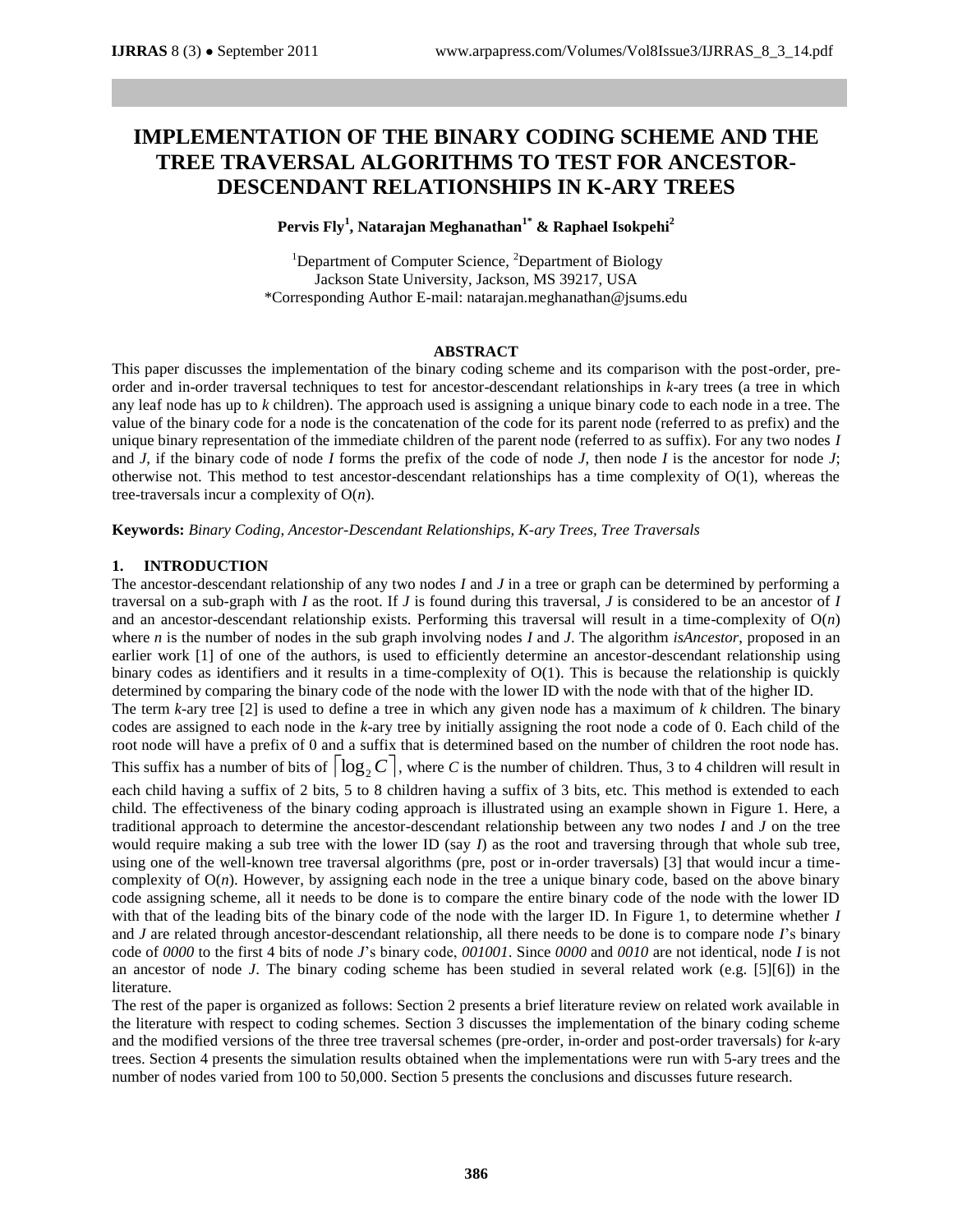# IMPLEMENTATION OF THE BINARY CODING SCHEME AND THE TREE TRAVERSAL ALGORITHMS TO TEST FOR ANCESTOR-DESCENDANT RELATIONSHIPS IN K-ARY TREES

**Pervis Fly[1], Natarajan Meghanathan[1*] & Raphael Isokpehi[2]**

[1]Department of Computer Science, [2]Department of Biology
Jackson State University, Jackson, MS 39217, USA
*Corresponding Author E-mail: natarajan.meghanathan@jsums.edu

## ABSTRACT

This paper discusses the implementation of the binary coding scheme and its comparison with the post-order, pre-order and in-order traversal techniques to test for ancestor-descendant relationships in *k*-ary trees (a tree in which any leaf node has up to *k* children). The approach used is assigning a unique binary code to each node in a tree. The value of the binary code for a node is the concatenation of the code for its parent node (referred to as prefix) and the unique binary representation of the immediate children of the parent node (referred to as suffix). For any two nodes *I* and *J*, if the binary code of node *I* forms the prefix of the code of node *J*, then node *I* is the ancestor for node *J*; otherwise not. This method to test ancestor-descendant relationships has a time complexity of O(1), whereas the tree-traversals incur a complexity of O(*n*).

**Keywords:** *Binary Coding, Ancestor-Descendant Relationships, K-ary Trees, Tree Traversals*

## 1. INTRODUCTION

The ancestor-descendant relationship of any two nodes *I* and *J* in a tree or graph can be determined by performing a traversal on a sub-graph with *I* as the root. If *J* is found during this traversal, *J* is considered to be an ancestor of *I* and an ancestor-descendant relationship exists. Performing this traversal will result in a time-complexity of O(*n*) where *n* is the number of nodes in the sub graph involving nodes *I* and *J*. The algorithm *isAncestor*, proposed in an earlier work [1] of one of the authors, is used to efficiently determine an ancestor-descendant relationship using binary codes as identifiers and it results in a time-complexity of O(1). This is because the relationship is quickly determined by comparing the binary code of the node with the lower ID with the node with that of the higher ID.

The term *k*-ary tree [2] is used to define a tree in which any given node has a maximum of *k* children. The binary codes are assigned to each node in the *k*-ary tree by initially assigning the root node a code of 0. Each child of the root node will have a prefix of 0 and a suffix that is determined based on the number of children the root node has. This suffix has a number of bits of $\lceil \log_2 C \rceil$, where *C* is the number of children. Thus, 3 to 4 children will result in each child having a suffix of 2 bits, 5 to 8 children having a suffix of 3 bits, etc. This method is extended to each child. The effectiveness of the binary coding approach is illustrated using an example shown in Figure 1. Here, a traditional approach to determine the ancestor-descendant relationship between any two nodes *I* and *J* on the tree would require making a sub tree with the lower ID (say *I*) as the root and traversing through that whole sub tree, using one of the well-known tree traversal algorithms (pre, post or in-order traversals) [3] that would incur a time-complexity of O(*n*). However, by assigning each node in the tree a unique binary code, based on the above binary code assigning scheme, all it needs to be done is to compare the entire binary code of the node with the lower ID with that of the leading bits of the binary code of the node with the larger ID. In Figure 1, to determine whether *I* and *J* are related through ancestor-descendant relationship, all there needs to be done is to compare node *I*'s binary code of *0000* to the first 4 bits of node *J*'s binary code, *001001*. Since *0000* and *0010* are not identical, node *I* is not an ancestor of node *J*. The binary coding scheme has been studied in several related work (e.g. [5][6]) in the literature.

The rest of the paper is organized as follows: Section 2 presents a brief literature review on related work available in the literature with respect to coding schemes. Section 3 discusses the implementation of the binary coding scheme and the modified versions of the three tree traversal schemes (pre-order, in-order and post-order traversals) for *k*-ary trees. Section 4 presents the simulation results obtained when the implementations were run with 5-ary trees and the number of nodes varied from 100 to 50,000. Section 5 presents the conclusions and discusses future research.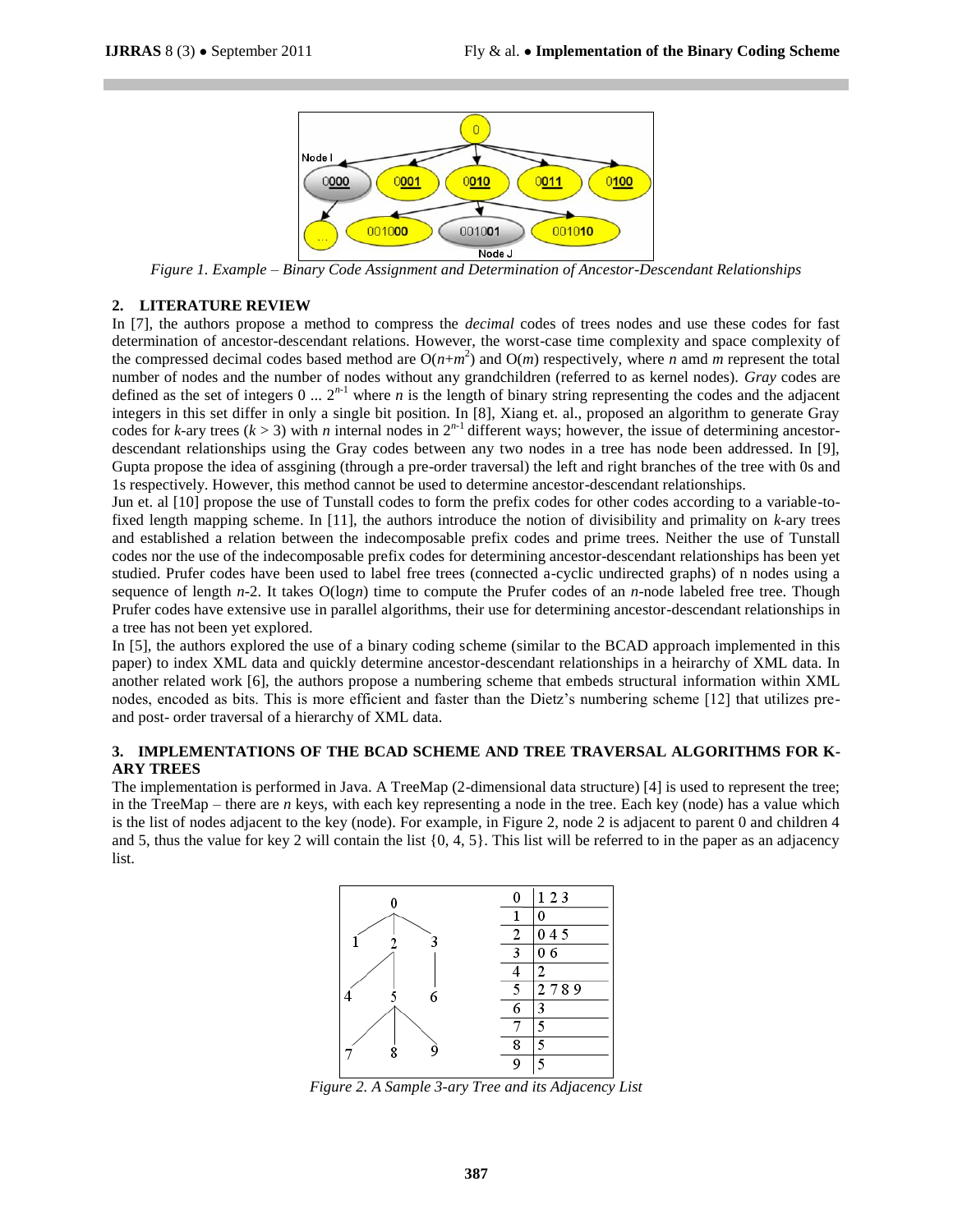Figure 1. Example – Binary Code Assignment and Determination of Ancestor-Descendant Relationships

## 2. LITERATURE REVIEW

In [7], the authors propose a method to compress the *decimal* codes of trees nodes and use these codes for fast determination of ancestor-descendant relations. However, the worst-case time complexity and space complexity of the compressed decimal codes based method are $O(n+m^2)$ and $O(m)$ respectively, where $n$ amd $m$ represent the total number of nodes and the number of nodes without any grandchildren (referred to as kernel nodes). *Gray* codes are defined as the set of integers $0 \ldots 2^{n-1}$ where $n$ is the length of binary string representing the codes and the adjacent integers in this set differ in only a single bit position. In [8], Xiang et. al., proposed an algorithm to generate Gray codes for $k$-ary trees ($k > 3$) with $n$ internal nodes in $2^{n-1}$ different ways; however, the issue of determining ancestor-descendant relationships using the Gray codes between any two nodes in a tree has node been addressed. In [9], Gupta propose the idea of assgining (through a pre-order traversal) the left and right branches of the tree with 0s and 1s respectively. However, this method cannot be used to determine ancestor-descendant relationships.

Jun et. al [10] propose the use of Tunstall codes to form the prefix codes for other codes according to a variable-to-fixed length mapping scheme. In [11], the authors introduce the notion of divisibility and primality on $k$-ary trees and established a relation between the indecomposable prefix codes and prime trees. Neither the use of Tunstall codes nor the use of the indecomposable prefix codes for determining ancestor-descendant relationships has been yet studied. Prufer codes have been used to label free trees (connected a-cyclic undirected graphs) of n nodes using a sequence of length $n$-2. It takes O(log$n$) time to compute the Prufer codes of an $n$-node labeled free tree. Though Prufer codes have extensive use in parallel algorithms, their use for determining ancestor-descendant relationships in a tree has not been yet explored.

In [5], the authors explored the use of a binary coding scheme (similar to the BCAD approach implemented in this paper) to index XML data and quickly determine ancestor-descendant relationships in a heirarchy of XML data. In another related work [6], the authors propose a numbering scheme that embeds structural information within XML nodes, encoded as bits. This is more efficient and faster than the Dietz's numbering scheme [12] that utilizes pre- and post- order traversal of a hierarchy of XML data.

## 3. IMPLEMENTATIONS OF THE BCAD SCHEME AND TREE TRAVERSAL ALGORITHMS FOR K-ARY TREES

The implementation is performed in Java. A TreeMap (2-dimensional data structure) [4] is used to represent the tree; in the TreeMap – there are $n$ keys, with each key representing a node in the tree. Each key (node) has a value which is the list of nodes adjacent to the key (node). For example, in Figure 2, node 2 is adjacent to parent 0 and children 4 and 5, thus the value for key 2 will contain the list {0, 4, 5}. This list will be referred to in the paper as an adjacency list.

| Node | Adjacency List |
|---|---|
| 0 | 1 2 3 |
| 1 | 0 |
| 2 | 0 4 5 |
| 3 | 0 6 |
| 4 | 2 |
| 5 | 2 7 8 9 |
| 6 | 3 |
| 7 | 5 |
| 8 | 5 |
| 9 | 5 |

Figure 2. A Sample 3-ary Tree and its Adjacency List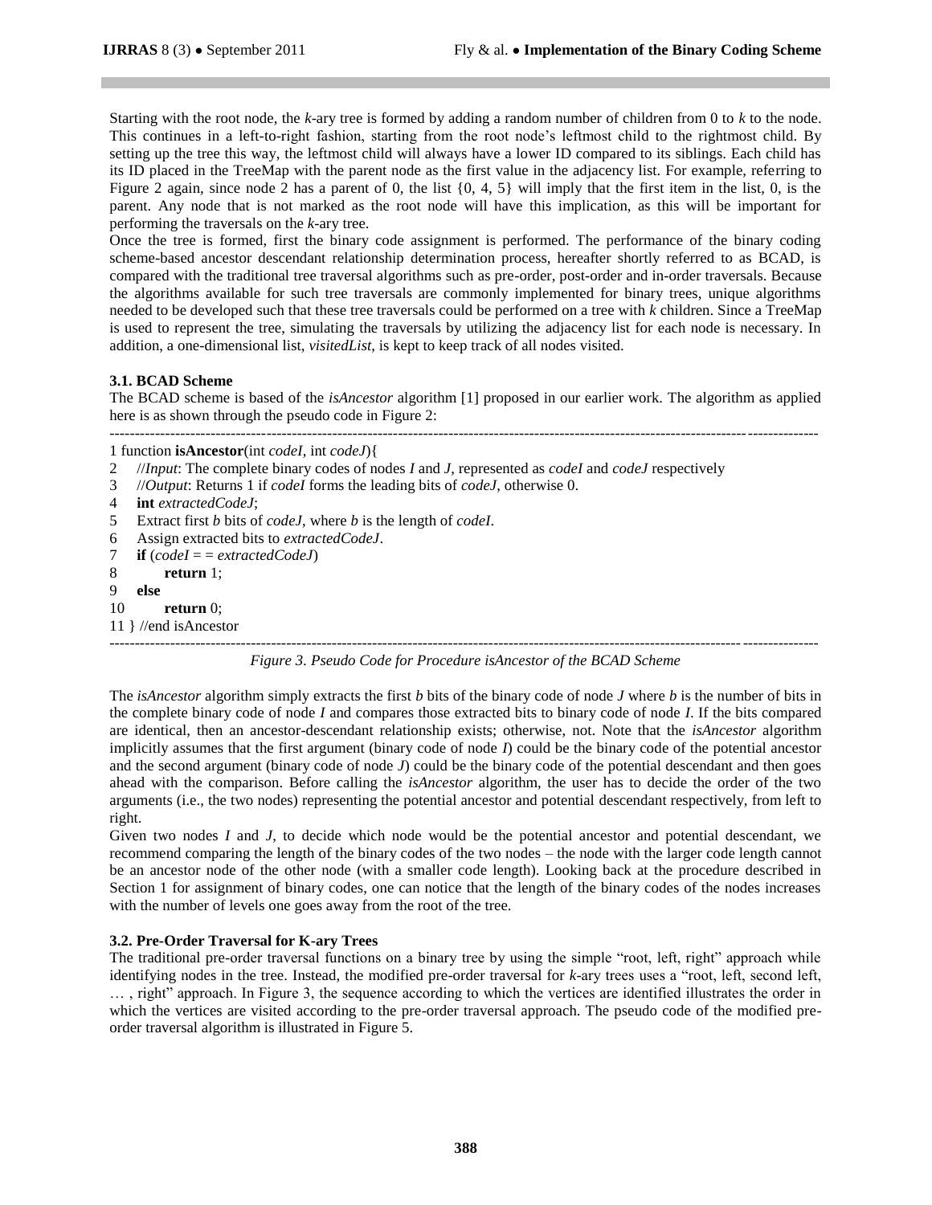Starting with the root node, the *k*-ary tree is formed by adding a random number of children from 0 to *k* to the node. This continues in a left-to-right fashion, starting from the root node's leftmost child to the rightmost child. By setting up the tree this way, the leftmost child will always have a lower ID compared to its siblings. Each child has its ID placed in the TreeMap with the parent node as the first value in the adjacency list. For example, referring to Figure 2 again, since node 2 has a parent of 0, the list {0, 4, 5} will imply that the first item in the list, 0, is the parent. Any node that is not marked as the root node will have this implication, as this will be important for performing the traversals on the *k*-ary tree.

Once the tree is formed, first the binary code assignment is performed. The performance of the binary coding scheme-based ancestor descendant relationship determination process, hereafter shortly referred to as BCAD, is compared with the traditional tree traversal algorithms such as pre-order, post-order and in-order traversals. Because the algorithms available for such tree traversals are commonly implemented for binary trees, unique algorithms needed to be developed such that these tree traversals could be performed on a tree with *k* children. Since a TreeMap is used to represent the tree, simulating the traversals by utilizing the adjacency list for each node is necessary. In addition, a one-dimensional list, *visitedList*, is kept to keep track of all nodes visited.

### 3.1. BCAD Scheme

The BCAD scheme is based of the *isAncestor* algorithm [1] proposed in our earlier work. The algorithm as applied here is as shown through the pseudo code in Figure 2:

```
1 function isAncestor(int codeI, int codeJ){
2    //Input: The complete binary codes of nodes I and J, represented as codeI and codeJ respectively
3    //Output: Returns 1 if codeI forms the leading bits of codeJ, otherwise 0.
4    int extractedCodeJ;
5    Extract first b bits of codeJ, where b is the length of codeI.
6    Assign extracted bits to extractedCodeJ.
7    if (codeI = = extractedCodeJ)
8         return 1;
9    else
10        return 0;
11 } //end isAncestor
```

*Figure 3. Pseudo Code for Procedure isAncestor of the BCAD Scheme*

The *isAncestor* algorithm simply extracts the first *b* bits of the binary code of node *J* where *b* is the number of bits in the complete binary code of node *I* and compares those extracted bits to binary code of node *I*. If the bits compared are identical, then an ancestor-descendant relationship exists; otherwise, not. Note that the *isAncestor* algorithm implicitly assumes that the first argument (binary code of node *I*) could be the binary code of the potential ancestor and the second argument (binary code of node *J*) could be the binary code of the potential descendant and then goes ahead with the comparison. Before calling the *isAncestor* algorithm, the user has to decide the order of the two arguments (i.e., the two nodes) representing the potential ancestor and potential descendant respectively, from left to right.

Given two nodes *I* and *J*, to decide which node would be the potential ancestor and potential descendant, we recommend comparing the length of the binary codes of the two nodes – the node with the larger code length cannot be an ancestor node of the other node (with a smaller code length). Looking back at the procedure described in Section 1 for assignment of binary codes, one can notice that the length of the binary codes of the nodes increases with the number of levels one goes away from the root of the tree.

### 3.2. Pre-Order Traversal for K-ary Trees

The traditional pre-order traversal functions on a binary tree by using the simple "root, left, right" approach while identifying nodes in the tree. Instead, the modified pre-order traversal for *k*-ary trees uses a "root, left, second left, … , right" approach. In Figure 3, the sequence according to which the vertices are identified illustrates the order in which the vertices are visited according to the pre-order traversal approach. The pseudo code of the modified pre-order traversal algorithm is illustrated in Figure 5.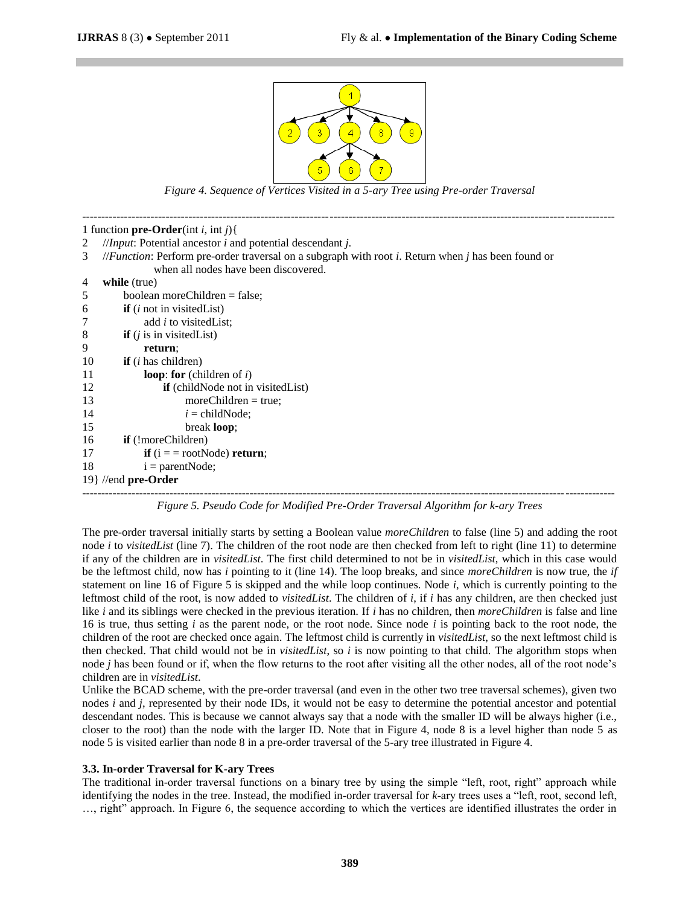Figure 4. Sequence of Vertices Visited in a 5-ary Tree using Pre-order Traversal

```
1 function pre-Order(int i, int j){
2   //Input: Potential ancestor i and potential descendant j.
3   //Function: Perform pre-order traversal on a subgraph with root i. Return when j has been found or
              when all nodes have been discovered.
4   while (true)
5       boolean moreChildren = false;
6       if (i not in visitedList)
7           add i to visitedList;
8       if (j is in visitedList)
9           return;
10      if (i has children)
11          loop: for (children of i)
12              if (childNode not in visitedList)
13                  moreChildren = true;
14                  i = childNode;
15                  break loop;
16      if (!moreChildren)
17          if (i = = rootNode) return;
18          i = parentNode;
19} //end pre-Order
```

Figure 5. Pseudo Code for Modified Pre-Order Traversal Algorithm for k-ary Trees

The pre-order traversal initially starts by setting a Boolean value *moreChildren* to false (line 5) and adding the root node *i* to *visitedList* (line 7). The children of the root node are then checked from left to right (line 11) to determine if any of the children are in *visitedList*. The first child determined to not be in *visitedList*, which in this case would be the leftmost child, now has *i* pointing to it (line 14). The loop breaks, and since *moreChildren* is now true, the *if* statement on line 16 of Figure 5 is skipped and the while loop continues. Node *i*, which is currently pointing to the leftmost child of the root, is now added to *visitedList*. The children of *i*, if *i* has any children, are then checked just like *i* and its siblings were checked in the previous iteration. If *i* has no children, then *moreChildren* is false and line 16 is true, thus setting *i* as the parent node, or the root node. Since node *i* is pointing back to the root node, the children of the root are checked once again. The leftmost child is currently in *visitedList*, so the next leftmost child is then checked. That child would not be in *visitedList*, so *i* is now pointing to that child. The algorithm stops when node *j* has been found or if, when the flow returns to the root after visiting all the other nodes, all of the root node's children are in *visitedList*.

Unlike the BCAD scheme, with the pre-order traversal (and even in the other two tree traversal schemes), given two nodes *i* and *j*, represented by their node IDs, it would not be easy to determine the potential ancestor and potential descendant nodes. This is because we cannot always say that a node with the smaller ID will be always higher (i.e., closer to the root) than the node with the larger ID. Note that in Figure 4, node 8 is a level higher than node 5 as node 5 is visited earlier than node 8 in a pre-order traversal of the 5-ary tree illustrated in Figure 4.

### 3.3. In-order Traversal for K-ary Trees

The traditional in-order traversal functions on a binary tree by using the simple "left, root, right" approach while identifying the nodes in the tree. Instead, the modified in-order traversal for *k*-ary trees uses a "left, root, second left, …, right" approach. In Figure 6, the sequence according to which the vertices are identified illustrates the order in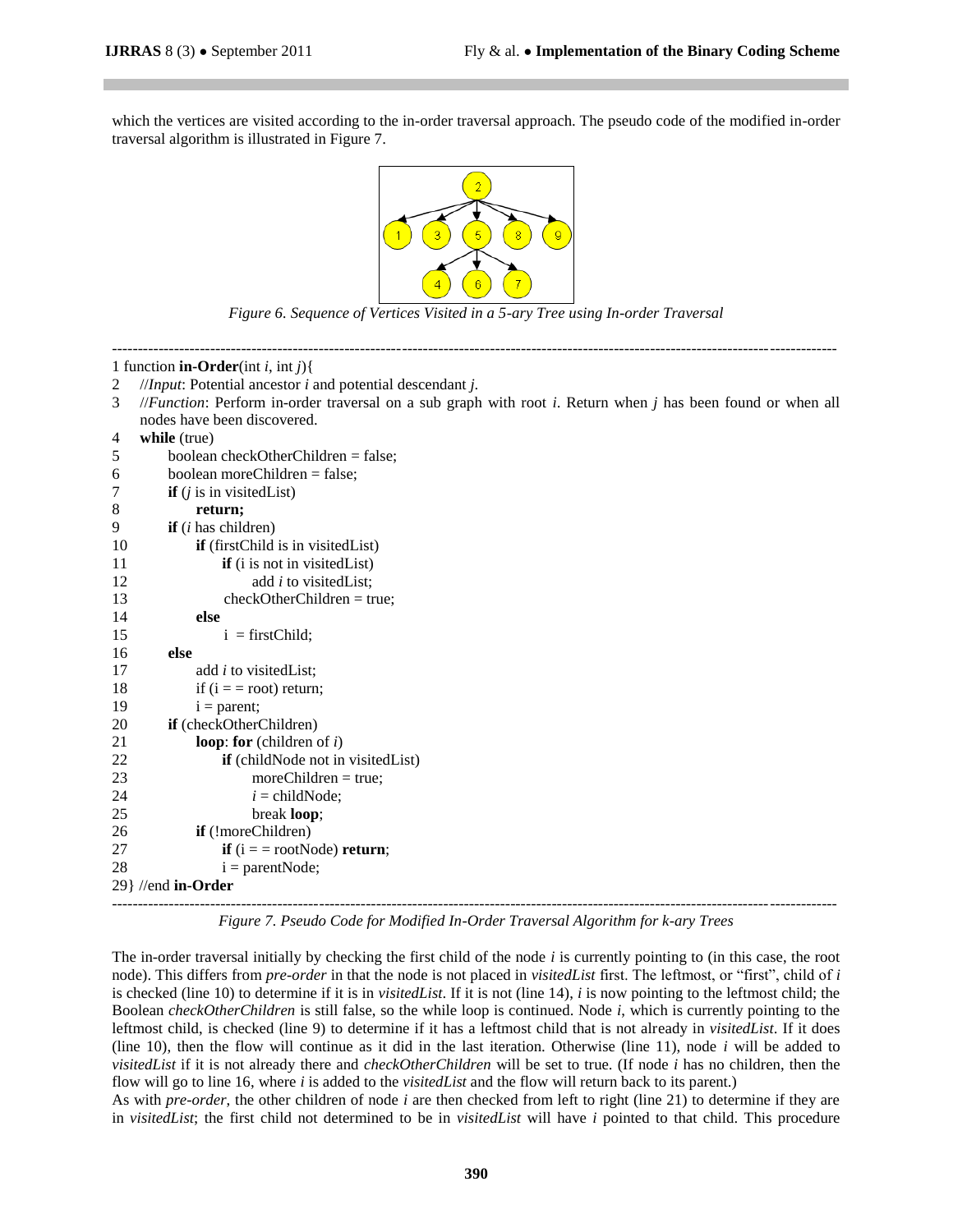which the vertices are visited according to the in-order traversal approach. The pseudo code of the modified in-order traversal algorithm is illustrated in Figure 7.

*Figure 6. Sequence of Vertices Visited in a 5-ary Tree using In-order Traversal*

```
1 function in-Order(int i, int j){
2   //Input: Potential ancestor i and potential descendant j.
3   //Function: Perform in-order traversal on a sub graph with root i. Return when j has been found or when all
    nodes have been discovered.
4   while (true)
5       boolean checkOtherChildren = false;
6       boolean moreChildren = false;
7       if (j is in visitedList)
8           return;
9       if (i has children)
10          if (firstChild is in visitedList)
11              if (i is not in visitedList)
12                  add i to visitedList;
13              checkOtherChildren = true;
14          else
15              i = firstChild;
16      else
17          add i to visitedList;
18          if (i = = root) return;
19          i = parent;
20      if (checkOtherChildren)
21          loop: for (children of i)
22              if (childNode not in visitedList)
23                  moreChildren = true;
24                  i = childNode;
25                  break loop;
26          if (!moreChildren)
27              if (i = = rootNode) return;
28              i = parentNode;
29} //end in-Order
```

*Figure 7. Pseudo Code for Modified In-Order Traversal Algorithm for k-ary Trees*

The in-order traversal initially by checking the first child of the node *i* is currently pointing to (in this case, the root node). This differs from *pre-order* in that the node is not placed in *visitedList* first. The leftmost, or "first", child of *i* is checked (line 10) to determine if it is in *visitedList*. If it is not (line 14), *i* is now pointing to the leftmost child; the Boolean *checkOtherChildren* is still false, so the while loop is continued. Node *i*, which is currently pointing to the leftmost child, is checked (line 9) to determine if it has a leftmost child that is not already in *visitedList*. If it does (line 10), then the flow will continue as it did in the last iteration. Otherwise (line 11), node *i* will be added to *visitedList* if it is not already there and *checkOtherChildren* will be set to true. (If node *i* has no children, then the flow will go to line 16, where *i* is added to the *visitedList* and the flow will return back to its parent.)

As with *pre-order*, the other children of node *i* are then checked from left to right (line 21) to determine if they are in *visitedList*; the first child not determined to be in *visitedList* will have *i* pointed to that child. This procedure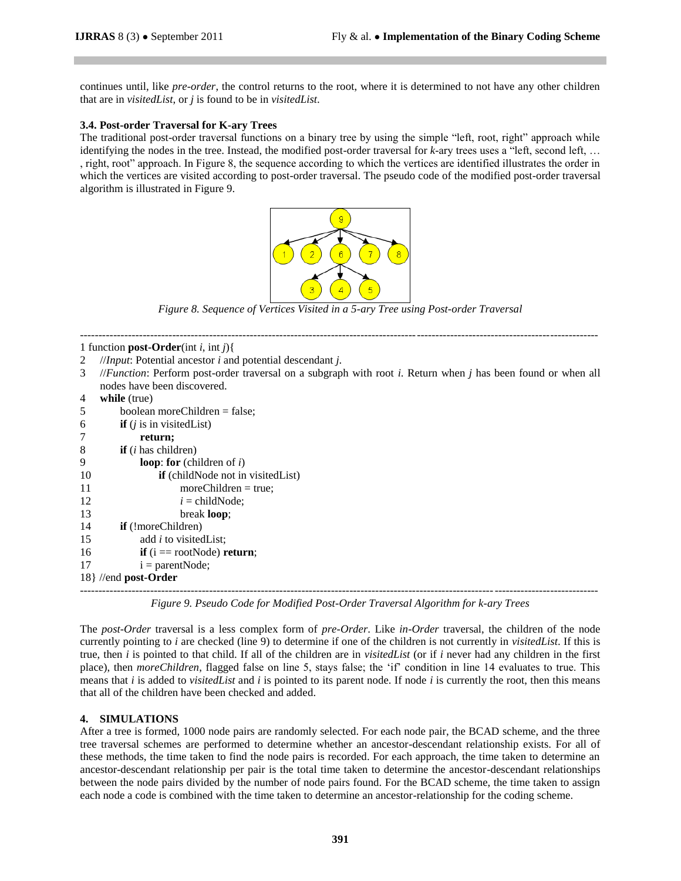continues until, like *pre-order*, the control returns to the root, where it is determined to not have any other children that are in *visitedList*, or *j* is found to be in *visitedList*.

### 3.4. Post-order Traversal for K-ary Trees

The traditional post-order traversal functions on a binary tree by using the simple "left, root, right" approach while identifying the nodes in the tree. Instead, the modified post-order traversal for *k*-ary trees uses a "left, second left, … , right, root" approach. In Figure 8, the sequence according to which the vertices are identified illustrates the order in which the vertices are visited according to post-order traversal. The pseudo code of the modified post-order traversal algorithm is illustrated in Figure 9.

*Figure 8. Sequence of Vertices Visited in a 5-ary Tree using Post-order Traversal*

```
1 function post-Order(int i, int j){
2   //Input: Potential ancestor i and potential descendant j.
3   //Function: Perform post-order traversal on a subgraph with root i. Return when j has been found or when all
    nodes have been discovered.
4   while (true)
5       boolean moreChildren = false;
6       if (j is in visitedList)
7           return;
8       if (i has children)
9           loop: for (children of i)
10              if (childNode not in visitedList)
11                  moreChildren = true;
12                  i = childNode;
13                  break loop;
14      if (!moreChildren)
15          add i to visitedList;
16          if (i == rootNode) return;
17          i = parentNode;
18} //end post-Order
```

*Figure 9. Pseudo Code for Modified Post-Order Traversal Algorithm for k-ary Trees*

The *post-Order* traversal is a less complex form of *pre-Order*. Like *in-Order* traversal, the children of the node currently pointing to *i* are checked (line 9) to determine if one of the children is not currently in *visitedList*. If this is true, then *i* is pointed to that child. If all of the children are in *visitedList* (or if *i* never had any children in the first place), then *moreChildren*, flagged false on line 5, stays false; the 'if' condition in line 14 evaluates to true. This means that *i* is added to *visitedList* and *i* is pointed to its parent node. If node *i* is currently the root, then this means that all of the children have been checked and added.

## 4. SIMULATIONS

After a tree is formed, 1000 node pairs are randomly selected. For each node pair, the BCAD scheme, and the three tree traversal schemes are performed to determine whether an ancestor-descendant relationship exists. For all of these methods, the time taken to find the node pairs is recorded. For each approach, the time taken to determine an ancestor-descendant relationship per pair is the total time taken to determine the ancestor-descendant relationships between the node pairs divided by the number of node pairs found. For the BCAD scheme, the time taken to assign each node a code is combined with the time taken to determine an ancestor-relationship for the coding scheme.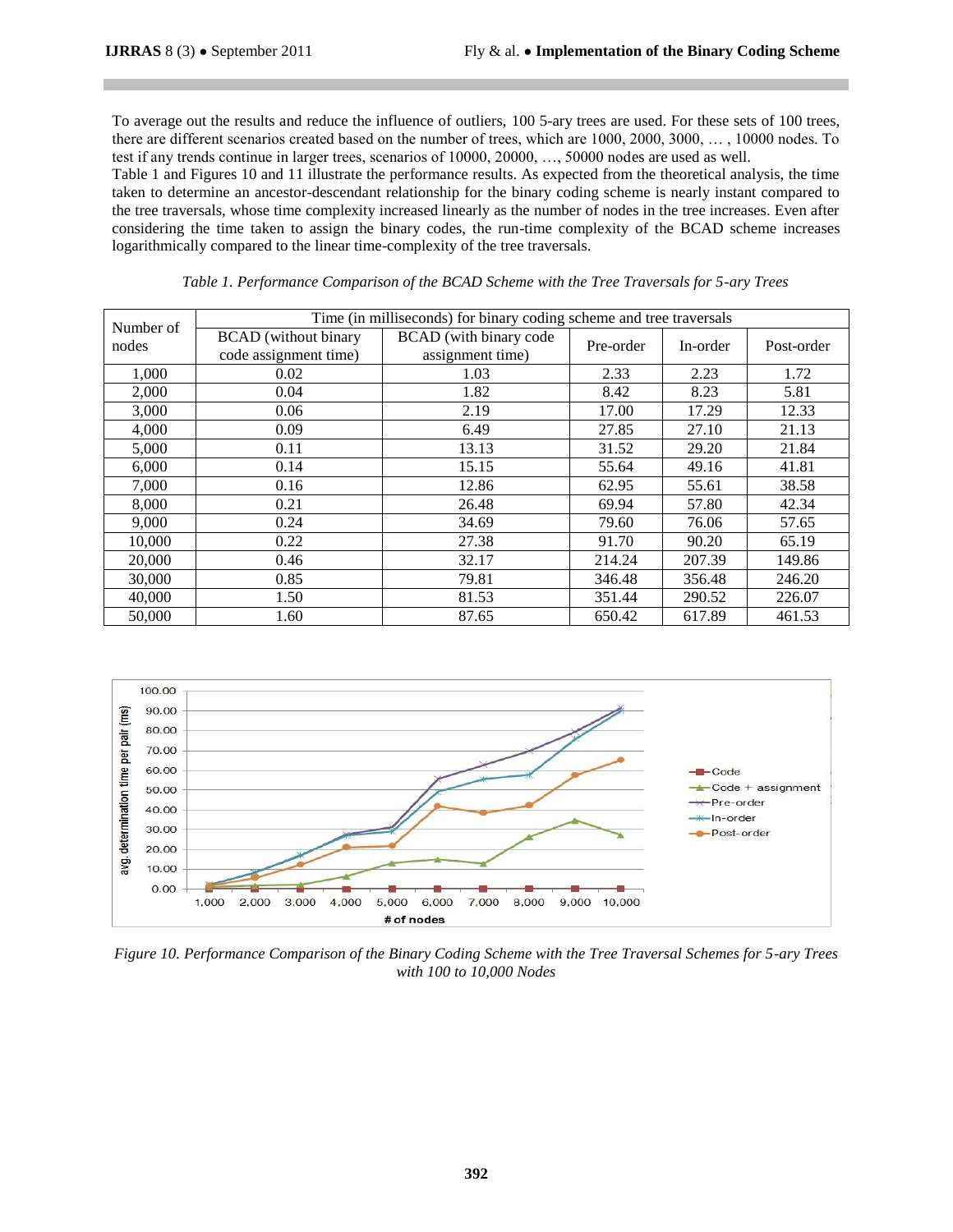To average out the results and reduce the influence of outliers, 100 5-ary trees are used. For these sets of 100 trees, there are different scenarios created based on the number of trees, which are 1000, 2000, 3000, … , 10000 nodes. To test if any trends continue in larger trees, scenarios of 10000, 20000, …, 50000 nodes are used as well.

Table 1 and Figures 10 and 11 illustrate the performance results. As expected from the theoretical analysis, the time taken to determine an ancestor-descendant relationship for the binary coding scheme is nearly instant compared to the tree traversals, whose time complexity increased linearly as the number of nodes in the tree increases. Even after considering the time taken to assign the binary codes, the run-time complexity of the BCAD scheme increases logarithmically compared to the linear time-complexity of the tree traversals.

*Table 1. Performance Comparison of the BCAD Scheme with the Tree Traversals for 5-ary Trees*

| Number of nodes | Time (in milliseconds) for binary coding scheme and tree traversals | | | | |
|---|---|---|---|---|---|
| | BCAD (without binary code assignment time) | BCAD (with binary code assignment time) | Pre-order | In-order | Post-order |
| 1,000 | 0.02 | 1.03 | 2.33 | 2.23 | 1.72 |
| 2,000 | 0.04 | 1.82 | 8.42 | 8.23 | 5.81 |
| 3,000 | 0.06 | 2.19 | 17.00 | 17.29 | 12.33 |
| 4,000 | 0.09 | 6.49 | 27.85 | 27.10 | 21.13 |
| 5,000 | 0.11 | 13.13 | 31.52 | 29.20 | 21.84 |
| 6,000 | 0.14 | 15.15 | 55.64 | 49.16 | 41.81 |
| 7,000 | 0.16 | 12.86 | 62.95 | 55.61 | 38.58 |
| 8,000 | 0.21 | 26.48 | 69.94 | 57.80 | 42.34 |
| 9,000 | 0.24 | 34.69 | 79.60 | 76.06 | 57.65 |
| 10,000 | 0.22 | 27.38 | 91.70 | 90.20 | 65.19 |
| 20,000 | 0.46 | 32.17 | 214.24 | 207.39 | 149.86 |
| 30,000 | 0.85 | 79.81 | 346.48 | 356.48 | 246.20 |
| 40,000 | 1.50 | 81.53 | 351.44 | 290.52 | 226.07 |
| 50,000 | 1.60 | 87.65 | 650.42 | 617.89 | 461.53 |

*Figure 10. Performance Comparison of the Binary Coding Scheme with the Tree Traversal Schemes for 5-ary Trees with 100 to 10,000 Nodes*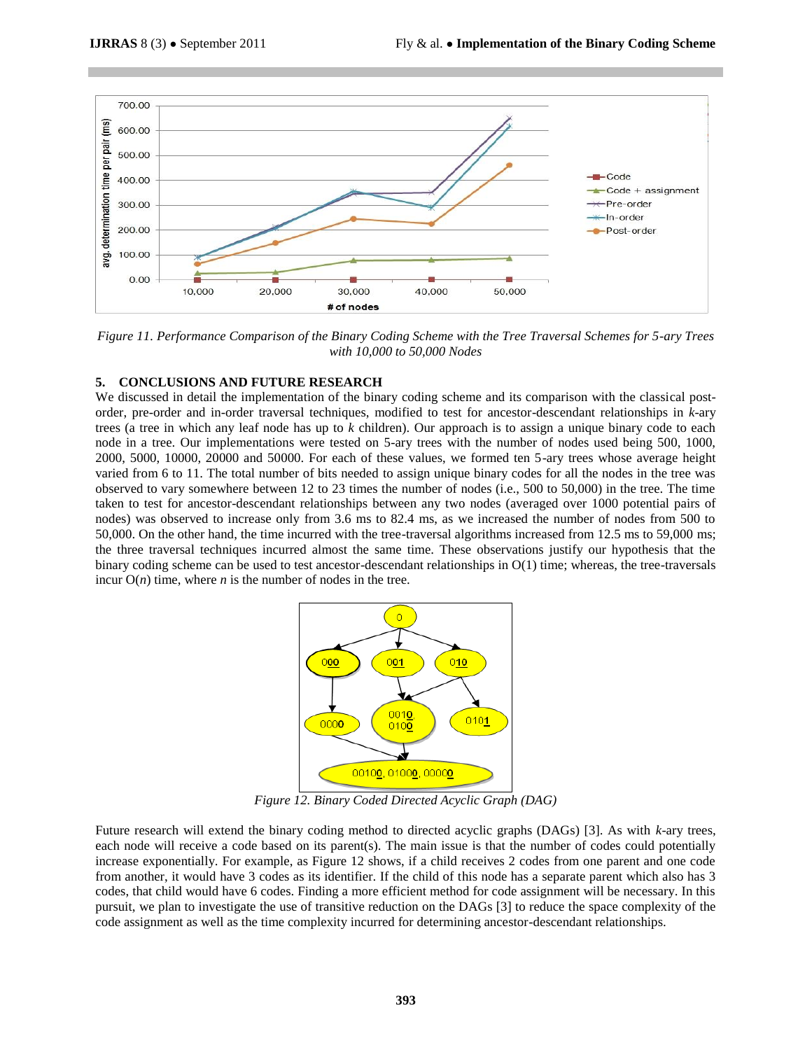*Figure 11. Performance Comparison of the Binary Coding Scheme with the Tree Traversal Schemes for 5-ary Trees with 10,000 to 50,000 Nodes*

## 5. CONCLUSIONS AND FUTURE RESEARCH

We discussed in detail the implementation of the binary coding scheme and its comparison with the classical post-order, pre-order and in-order traversal techniques, modified to test for ancestor-descendant relationships in *k*-ary trees (a tree in which any leaf node has up to *k* children). Our approach is to assign a unique binary code to each node in a tree. Our implementations were tested on 5-ary trees with the number of nodes used being 500, 1000, 2000, 5000, 10000, 20000 and 50000. For each of these values, we formed ten 5-ary trees whose average height varied from 6 to 11. The total number of bits needed to assign unique binary codes for all the nodes in the tree was observed to vary somewhere between 12 to 23 times the number of nodes (i.e., 500 to 50,000) in the tree. The time taken to test for ancestor-descendant relationships between any two nodes (averaged over 1000 potential pairs of nodes) was observed to increase only from 3.6 ms to 82.4 ms, as we increased the number of nodes from 500 to 50,000. On the other hand, the time incurred with the tree-traversal algorithms increased from 12.5 ms to 59,000 ms; the three traversal techniques incurred almost the same time. These observations justify our hypothesis that the binary coding scheme can be used to test ancestor-descendant relationships in O(1) time; whereas, the tree-traversals incur O(*n*) time, where *n* is the number of nodes in the tree.

*Figure 12. Binary Coded Directed Acyclic Graph (DAG)*

Future research will extend the binary coding method to directed acyclic graphs (DAGs) [3]. As with *k*-ary trees, each node will receive a code based on its parent(s). The main issue is that the number of codes could potentially increase exponentially. For example, as Figure 12 shows, if a child receives 2 codes from one parent and one code from another, it would have 3 codes as its identifier. If the child of this node has a separate parent which also has 3 codes, that child would have 6 codes. Finding a more efficient method for code assignment will be necessary. In this pursuit, we plan to investigate the use of transitive reduction on the DAGs [3] to reduce the space complexity of the code assignment as well as the time complexity incurred for determining ancestor-descendant relationships.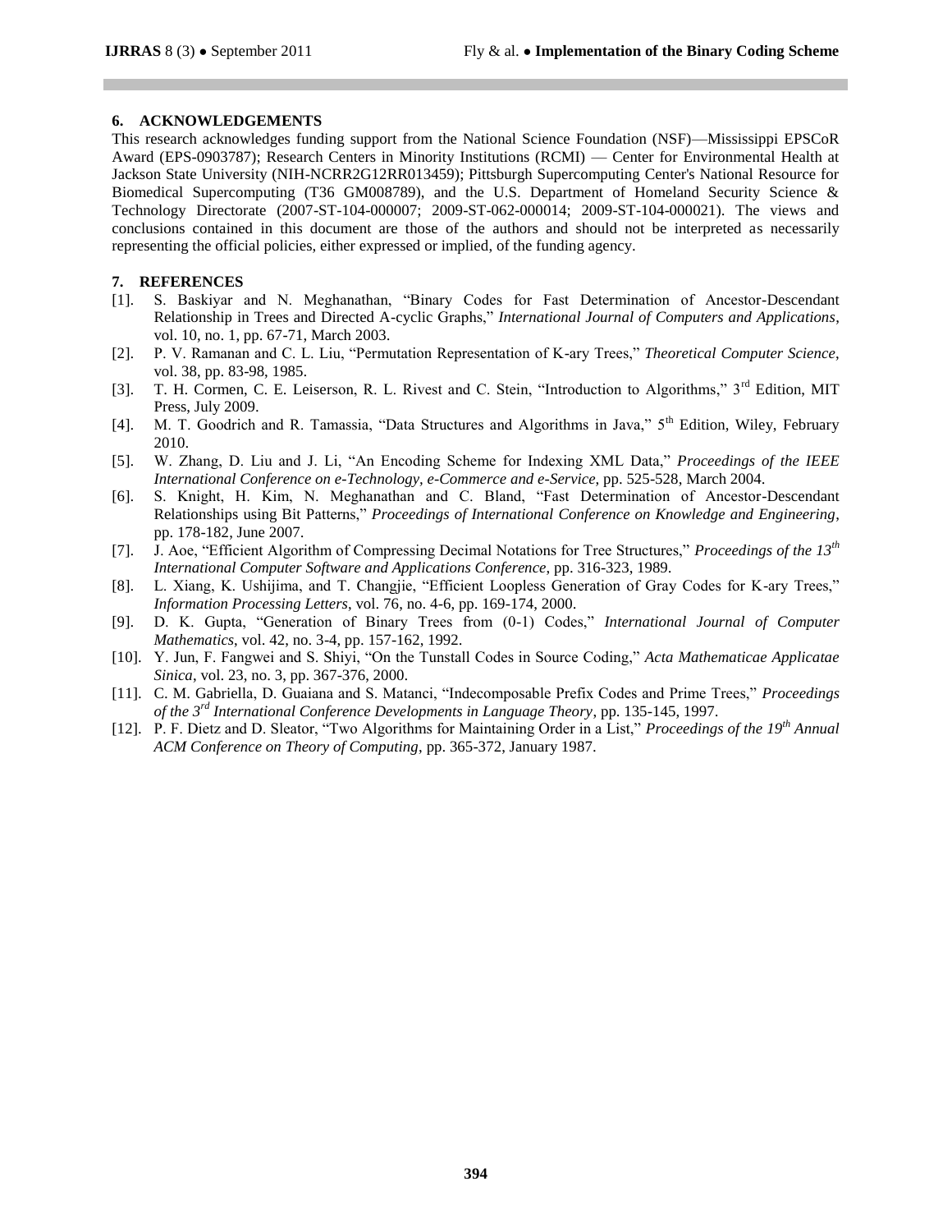## 6. ACKNOWLEDGEMENTS

This research acknowledges funding support from the National Science Foundation (NSF)—Mississippi EPSCoR Award (EPS-0903787); Research Centers in Minority Institutions (RCMI) — Center for Environmental Health at Jackson State University (NIH-NCRR2G12RR013459); Pittsburgh Supercomputing Center's National Resource for Biomedical Supercomputing (T36 GM008789), and the U.S. Department of Homeland Security Science & Technology Directorate (2007-ST-104-000007; 2009-ST-062-000014; 2009-ST-104-000021). The views and conclusions contained in this document are those of the authors and should not be interpreted as necessarily representing the official policies, either expressed or implied, of the funding agency.

## 7. REFERENCES

[1]. S. Baskiyar and N. Meghanathan, "Binary Codes for Fast Determination of Ancestor-Descendant Relationship in Trees and Directed A-cyclic Graphs," *International Journal of Computers and Applications*, vol. 10, no. 1, pp. 67-71, March 2003.

[2]. P. V. Ramanan and C. L. Liu, "Permutation Representation of K-ary Trees," *Theoretical Computer Science*, vol. 38, pp. 83-98, 1985.

[3]. T. H. Cormen, C. E. Leiserson, R. L. Rivest and C. Stein, "Introduction to Algorithms," 3rd Edition, MIT Press, July 2009.

[4]. M. T. Goodrich and R. Tamassia, "Data Structures and Algorithms in Java," 5th Edition, Wiley, February 2010.

[5]. W. Zhang, D. Liu and J. Li, "An Encoding Scheme for Indexing XML Data," *Proceedings of the IEEE International Conference on e-Technology, e-Commerce and e-Service*, pp. 525-528, March 2004.

[6]. S. Knight, H. Kim, N. Meghanathan and C. Bland, "Fast Determination of Ancestor-Descendant Relationships using Bit Patterns," *Proceedings of International Conference on Knowledge and Engineering*, pp. 178-182, June 2007.

[7]. J. Aoe, "Efficient Algorithm of Compressing Decimal Notations for Tree Structures," *Proceedings of the 13th International Computer Software and Applications Conference*, pp. 316-323, 1989.

[8]. L. Xiang, K. Ushijima, and T. Changjie, "Efficient Loopless Generation of Gray Codes for K-ary Trees," *Information Processing Letters*, vol. 76, no. 4-6, pp. 169-174, 2000.

[9]. D. K. Gupta, "Generation of Binary Trees from (0-1) Codes," *International Journal of Computer Mathematics*, vol. 42, no. 3-4, pp. 157-162, 1992.

[10]. Y. Jun, F. Fangwei and S. Shiyi, "On the Tunstall Codes in Source Coding," *Acta Mathematicae Applicatae Sinica*, vol. 23, no. 3, pp. 367-376, 2000.

[11]. C. M. Gabriella, D. Guaiana and S. Matanci, "Indecomposable Prefix Codes and Prime Trees," *Proceedings of the 3rd International Conference Developments in Language Theory*, pp. 135-145, 1997.

[12]. P. F. Dietz and D. Sleator, "Two Algorithms for Maintaining Order in a List," *Proceedings of the 19th Annual ACM Conference on Theory of Computing*, pp. 365-372, January 1987.